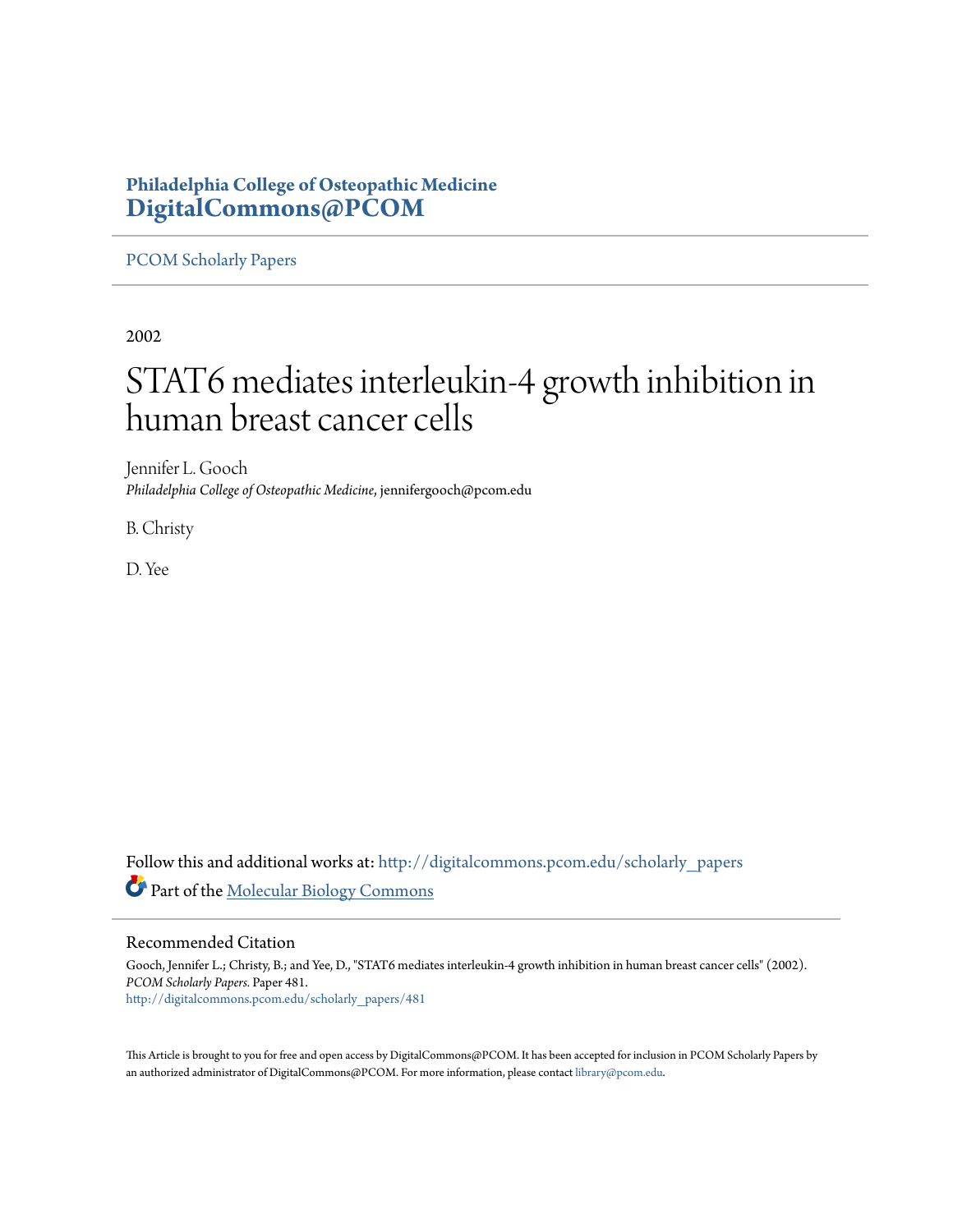**Philadelphia College of Osteopathic Medicine**
**DigitalCommons@PCOM**

PCOM Scholarly Papers

2002

# STAT6 mediates interleukin-4 growth inhibition in human breast cancer cells

Jennifer L. Gooch
*Philadelphia College of Osteopathic Medicine*, jennifergooch@pcom.edu

B. Christy

D. Yee

Follow this and additional works at: http://digitalcommons.pcom.edu/scholarly_papers

Part of the Molecular Biology Commons

## Recommended Citation

Gooch, Jennifer L.; Christy, B.; and Yee, D., "STAT6 mediates interleukin-4 growth inhibition in human breast cancer cells" (2002). *PCOM Scholarly Papers*. Paper 481.
http://digitalcommons.pcom.edu/scholarly_papers/481

This Article is brought to you for free and open access by DigitalCommons@PCOM. It has been accepted for inclusion in PCOM Scholarly Papers by an authorized administrator of DigitalCommons@PCOM. For more information, please contact library@pcom.edu.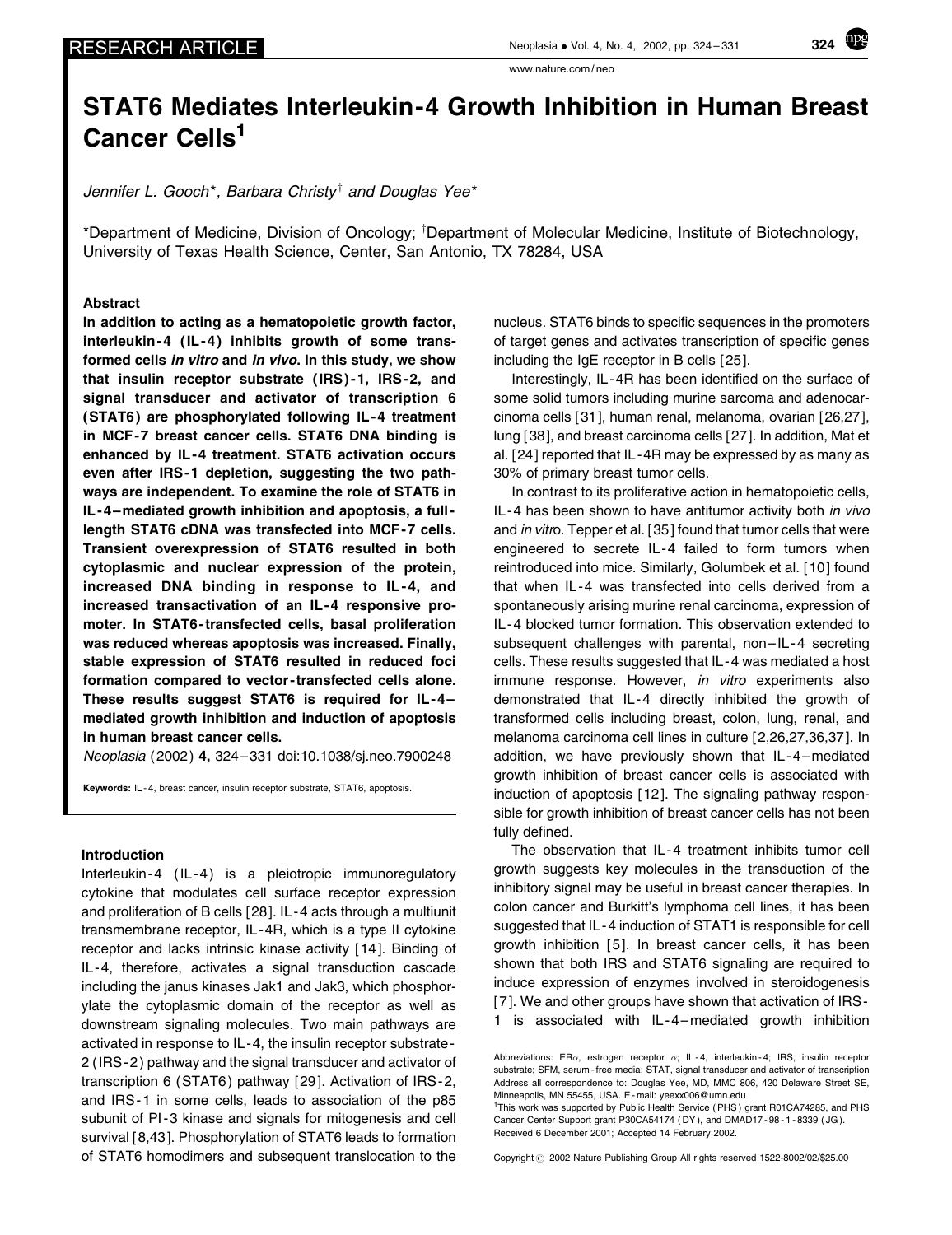# STAT6 Mediates Interleukin-4 Growth Inhibition in Human Breast Cancer Cells[1]

*Jennifer L. Gooch*, Barbara Christy[†] and Douglas Yee**

*Department of Medicine, Division of Oncology; [†]Department of Molecular Medicine, Institute of Biotechnology, University of Texas Health Science, Center, San Antonio, TX 78284, USA

## Abstract

**In addition to acting as a hematopoietic growth factor, interleukin-4 (IL-4) inhibits growth of some transformed cells *in vitro* and *in vivo*. In this study, we show that insulin receptor substrate (IRS)-1, IRS-2, and signal transducer and activator of transcription 6 (STAT6) are phosphorylated following IL-4 treatment in MCF-7 breast cancer cells. STAT6 DNA binding is enhanced by IL-4 treatment. STAT6 activation occurs even after IRS-1 depletion, suggesting the two pathways are independent. To examine the role of STAT6 in IL-4–mediated growth inhibition and apoptosis, a full-length STAT6 cDNA was transfected into MCF-7 cells. Transient overexpression of STAT6 resulted in both cytoplasmic and nuclear expression of the protein, increased DNA binding in response to IL-4, and increased transactivation of an IL-4 responsive promoter. In STAT6-transfected cells, basal proliferation was reduced whereas apoptosis was increased. Finally, stable expression of STAT6 resulted in reduced foci formation compared to vector-transfected cells alone. These results suggest STAT6 is required for IL-4–mediated growth inhibition and induction of apoptosis in human breast cancer cells.**

*Neoplasia* (2002) **4,** 324–331 doi:10.1038/sj.neo.7900248

**Keywords:** IL-4, breast cancer, insulin receptor substrate, STAT6, apoptosis.

## Introduction

Interleukin-4 (IL-4) is a pleiotropic immunoregulatory cytokine that modulates cell surface receptor expression and proliferation of B cells [28]. IL-4 acts through a multiunit transmembrane receptor, IL-4R, which is a type II cytokine receptor and lacks intrinsic kinase activity [14]. Binding of IL-4, therefore, activates a signal transduction cascade including the janus kinases Jak1 and Jak3, which phosphorylate the cytoplasmic domain of the receptor as well as downstream signaling molecules. Two main pathways are activated in response to IL-4, the insulin receptor substrate-2 (IRS-2) pathway and the signal transducer and activator of transcription 6 (STAT6) pathway [29]. Activation of IRS-2, and IRS-1 in some cells, leads to association of the p85 subunit of PI-3 kinase and signals for mitogenesis and cell survival [8,43]. Phosphorylation of STAT6 leads to formation of STAT6 homodimers and subsequent translocation to the nucleus. STAT6 binds to specific sequences in the promoters of target genes and activates transcription of specific genes including the IgE receptor in B cells [25].

Interestingly, IL-4R has been identified on the surface of some solid tumors including murine sarcoma and adenocarcinoma cells [31], human renal, melanoma, ovarian [26,27], lung [38], and breast carcinoma cells [27]. In addition, Mat et al. [24] reported that IL-4R may be expressed by as many as 30% of primary breast tumor cells.

In contrast to its proliferative action in hematopoietic cells, IL-4 has been shown to have antitumor activity both *in vivo* and *in vitro*. Tepper et al. [35] found that tumor cells that were engineered to secrete IL-4 failed to form tumors when reintroduced into mice. Similarly, Golumbek et al. [10] found that when IL-4 was transfected into cells derived from a spontaneously arising murine renal carcinoma, expression of IL-4 blocked tumor formation. This observation extended to subsequent challenges with parental, non–IL-4 secreting cells. These results suggested that IL-4 was mediated a host immune response. However, *in vitro* experiments also demonstrated that IL-4 directly inhibited the growth of transformed cells including breast, colon, lung, renal, and melanoma carcinoma cell lines in culture [2,26,27,36,37]. In addition, we have previously shown that IL-4–mediated growth inhibition of breast cancer cells is associated with induction of apoptosis [12]. The signaling pathway responsible for growth inhibition of breast cancer cells has not been fully defined.

The observation that IL-4 treatment inhibits tumor cell growth suggests key molecules in the transduction of the inhibitory signal may be useful in breast cancer therapies. In colon cancer and Burkitt's lymphoma cell lines, it has been suggested that IL-4 induction of STAT1 is responsible for cell growth inhibition [5]. In breast cancer cells, it has been shown that both IRS and STAT6 signaling are required to induce expression of enzymes involved in steroidogenesis [7]. We and other groups have shown that activation of IRS-1 is associated with IL-4–mediated growth inhibition

Abbreviations: ERα, estrogen receptor α; IL-4, interleukin-4; IRS, insulin receptor substrate; SFM, serum-free media; STAT, signal transducer and activator of transcription
Address all correspondence to: Douglas Yee, MD, MMC 806, 420 Delaware Street SE, Minneapolis, MN 55455, USA. E-mail: yeexx006@umn.edu
[1]This work was supported by Public Health Service (PHS) grant R01CA74285, and PHS Cancer Center Support grant P30CA54174 (DY), and DMAD17-98-1-8339 (JG).
Received 6 December 2001; Accepted 14 February 2002.

Copyright © 2002 Nature Publishing Group All rights reserved 1522-8002/02/$25.00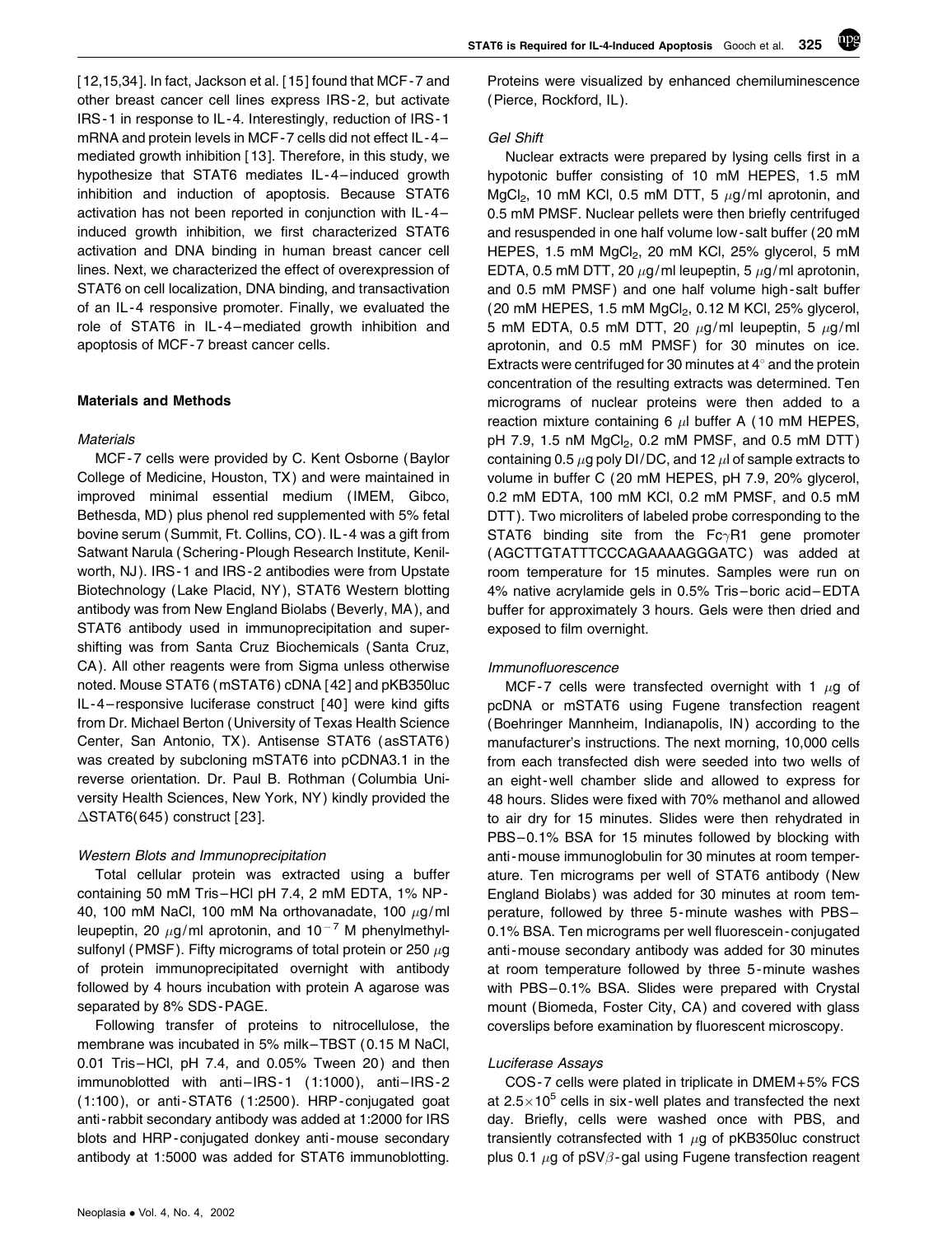[12,15,34]. In fact, Jackson et al. [15] found that MCF-7 and other breast cancer cell lines express IRS-2, but activate IRS-1 in response to IL-4. Interestingly, reduction of IRS-1 mRNA and protein levels in MCF-7 cells did not effect IL-4–mediated growth inhibition [13]. Therefore, in this study, we hypothesize that STAT6 mediates IL-4–induced growth inhibition and induction of apoptosis. Because STAT6 activation has not been reported in conjunction with IL-4–induced growth inhibition, we first characterized STAT6 activation and DNA binding in human breast cancer cell lines. Next, we characterized the effect of overexpression of STAT6 on cell localization, DNA binding, and transactivation of an IL-4 responsive promoter. Finally, we evaluated the role of STAT6 in IL-4–mediated growth inhibition and apoptosis of MCF-7 breast cancer cells.

## Materials and Methods

### *Materials*

MCF-7 cells were provided by C. Kent Osborne (Baylor College of Medicine, Houston, TX) and were maintained in improved minimal essential medium (IMEM, Gibco, Bethesda, MD) plus phenol red supplemented with 5% fetal bovine serum (Summit, Ft. Collins, CO). IL-4 was a gift from Satwant Narula (Schering-Plough Research Institute, Kenilworth, NJ). IRS-1 and IRS-2 antibodies were from Upstate Biotechnology (Lake Placid, NY), STAT6 Western blotting antibody was from New England Biolabs (Beverly, MA), and STAT6 antibody used in immunoprecipitation and supershifting was from Santa Cruz Biochemicals (Santa Cruz, CA). All other reagents were from Sigma unless otherwise noted. Mouse STAT6 (mSTAT6) cDNA [42] and pKB350luc IL-4–responsive luciferase construct [40] were kind gifts from Dr. Michael Berton (University of Texas Health Science Center, San Antonio, TX). Antisense STAT6 (asSTAT6) was created by subcloning mSTAT6 into pCDNA3.1 in the reverse orientation. Dr. Paul B. Rothman (Columbia University Health Sciences, New York, NY) kindly provided the ΔSTAT6(645) construct [23].

### *Western Blots and Immunoprecipitation*

Total cellular protein was extracted using a buffer containing 50 mM Tris–HCl pH 7.4, 2 mM EDTA, 1% NP-40, 100 mM NaCl, 100 mM Na orthovanadate, 100 μg/ml leupeptin, 20 μg/ml aprotonin, and $10^{-7}$ M phenylmethylsulfonyl (PMSF). Fifty micrograms of total protein or 250 μg of protein immunoprecipitated overnight with antibody followed by 4 hours incubation with protein A agarose was separated by 8% SDS-PAGE.

Following transfer of proteins to nitrocellulose, the membrane was incubated in 5% milk–TBST (0.15 M NaCl, 0.01 Tris–HCl, pH 7.4, and 0.05% Tween 20) and then immunoblotted with anti–IRS-1 (1:1000), anti–IRS-2 (1:100), or anti-STAT6 (1:2500). HRP-conjugated goat anti-rabbit secondary antibody was added at 1:2000 for IRS blots and HRP-conjugated donkey anti-mouse secondary antibody at 1:5000 was added for STAT6 immunoblotting. Proteins were visualized by enhanced chemiluminescence (Pierce, Rockford, IL).

### *Gel Shift*

Nuclear extracts were prepared by lysing cells first in a hypotonic buffer consisting of 10 mM HEPES, 1.5 mM $MgCl_2$, 10 mM KCl, 0.5 mM DTT, 5 μg/ml aprotonin, and 0.5 mM PMSF. Nuclear pellets were then briefly centrifuged and resuspended in one half volume low-salt buffer (20 mM HEPES, 1.5 mM $MgCl_2$, 20 mM KCl, 25% glycerol, 5 mM EDTA, 0.5 mM DTT, 20 μg/ml leupeptin, 5 μg/ml aprotonin, and 0.5 mM PMSF) and one half volume high-salt buffer (20 mM HEPES, 1.5 mM $MgCl_2$, 0.12 M KCl, 25% glycerol, 5 mM EDTA, 0.5 mM DTT, 20 μg/ml leupeptin, 5 μg/ml aprotonin, and 0.5 mM PMSF) for 30 minutes on ice. Extracts were centrifuged for 30 minutes at 4° and the protein concentration of the resulting extracts was determined. Ten micrograms of nuclear proteins were then added to a reaction mixture containing 6 μl buffer A (10 mM HEPES, pH 7.9, 1.5 nM $MgCl_2$, 0.2 mM PMSF, and 0.5 mM DTT) containing 0.5 μg poly DI/DC, and 12 μl of sample extracts to volume in buffer C (20 mM HEPES, pH 7.9, 20% glycerol, 0.2 mM EDTA, 100 mM KCl, 0.2 mM PMSF, and 0.5 mM DTT). Two microliters of labeled probe corresponding to the STAT6 binding site from the FcγR1 gene promoter (AGCTTGTATTTCCCAGAAAAGGGATC) was added at room temperature for 15 minutes. Samples were run on 4% native acrylamide gels in 0.5% Tris–boric acid–EDTA buffer for approximately 3 hours. Gels were then dried and exposed to film overnight.

### *Immunofluorescence*

MCF-7 cells were transfected overnight with 1 μg of pcDNA or mSTAT6 using Fugene transfection reagent (Boehringer Mannheim, Indianapolis, IN) according to the manufacturer's instructions. The next morning, 10,000 cells from each transfected dish were seeded into two wells of an eight-well chamber slide and allowed to express for 48 hours. Slides were fixed with 70% methanol and allowed to air dry for 15 minutes. Slides were then rehydrated in PBS–0.1% BSA for 15 minutes followed by blocking with anti-mouse immunoglobulin for 30 minutes at room temperature. Ten micrograms per well of STAT6 antibody (New England Biolabs) was added for 30 minutes at room temperature, followed by three 5-minute washes with PBS–0.1% BSA. Ten micrograms per well fluorescein-conjugated anti-mouse secondary antibody was added for 30 minutes at room temperature followed by three 5-minute washes with PBS–0.1% BSA. Slides were prepared with Crystal mount (Biomeda, Foster City, CA) and covered with glass coverslips before examination by fluorescent microscopy.

### *Luciferase Assays*

COS-7 cells were plated in triplicate in DMEM+5% FCS at $2.5\times10^5$ cells in six-well plates and transfected the next day. Briefly, cells were washed once with PBS, and transiently cotransfected with 1 μg of pKB350luc construct plus 0.1 μg of pSVβ-gal using Fugene transfection reagent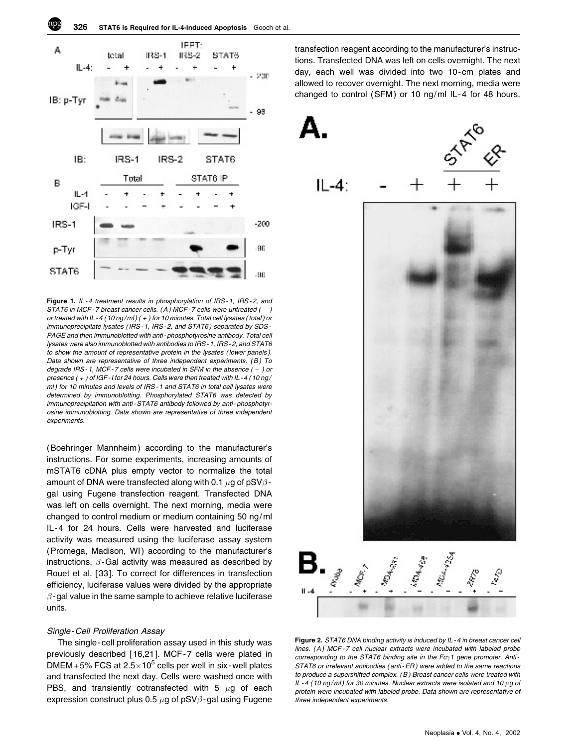**Figure 1.** *IL-4 treatment results in phosphorylation of IRS-1, IRS-2, and STAT6 in MCF-7 breast cancer cells. (A) MCF-7 cells were untreated (−) or treated with IL-4 (10 ng/ml) (+) for 10 minutes. Total cell lysates (total) or immunoprecipitate lysates (IRS-1, IRS-2, and STAT6) separated by SDS-PAGE and then immunoblotted with anti-phosphotyrosine antibody. Total cell lysates were also immunoblotted with antibodies to IRS-1, IRS-2, and STAT6 to show the amount of representative protein in the lysates (lower panels). Data shown are representative of three independent experiments. (B) To degrade IRS-1, MCF-7 cells were incubated in SFM in the absence (−) or presence (+) of IGF-I for 24 hours. Cells were then treated with IL-4 (10 ng/ml) for 10 minutes and levels of IRS-1 and STAT6 in total cell lysates were determined by immunoblotting. Phosphorylated STAT6 was detected by immunoprecipitation with anti-STAT6 antibody followed by anti-phosphotyrosine immunoblotting. Data shown are representative of three independent experiments.*

(Boehringer Mannheim) according to the manufacturer's instructions. For some experiments, increasing amounts of mSTAT6 cDNA plus empty vector to normalize the total amount of DNA were transfected along with 0.1 $\mu$g of pSV$\beta$-gal using Fugene transfection reagent. Transfected DNA was left on cells overnight. The next morning, media were changed to control medium or medium containing 50 ng/ml IL-4 for 24 hours. Cells were harvested and luciferase activity was measured using the luciferase assay system (Promega, Madison, WI) according to the manufacturer's instructions. $\beta$-Gal activity was measured as described by Rouet et al. [33]. To correct for differences in transfection efficiency, luciferase values were divided by the appropriate $\beta$-gal value in the same sample to achieve relative luciferase units.

### *Single-Cell Proliferation Assay*

The single-cell proliferation assay used in this study was previously described [16,21]. MCF-7 cells were plated in DMEM+5% FCS at $2.5\times10^5$ cells per well in six-well plates and transfected the next day. Cells were washed once with PBS, and transiently cotransfected with 5 $\mu$g of each expression construct plus 0.5 $\mu$g of pSV$\beta$-gal using Fugene transfection reagent according to the manufacturer's instructions. Transfected DNA was left on cells overnight. The next day, each well was divided into two 10-cm plates and allowed to recover overnight. The next morning, media were changed to control (SFM) or 10 ng/ml IL-4 for 48 hours.

**Figure 2.** *STAT6 DNA binding activity is induced by IL-4 in breast cancer cell lines. (A) MCF-7 cell nuclear extracts were incubated with labeled probe corresponding to the STAT6 binding site in the Fc$\gamma$1 gene promoter. Anti-STAT6 or irrelevant antibodies (anti-ER) were added to the same reactions to produce a supershifted complex. (B) Breast cancer cells were treated with IL-4 (10 ng/ml) for 30 minutes. Nuclear extracts were isolated and 10 $\mu$g of protein were incubated with labeled probe. Data shown are representative of three independent experiments.*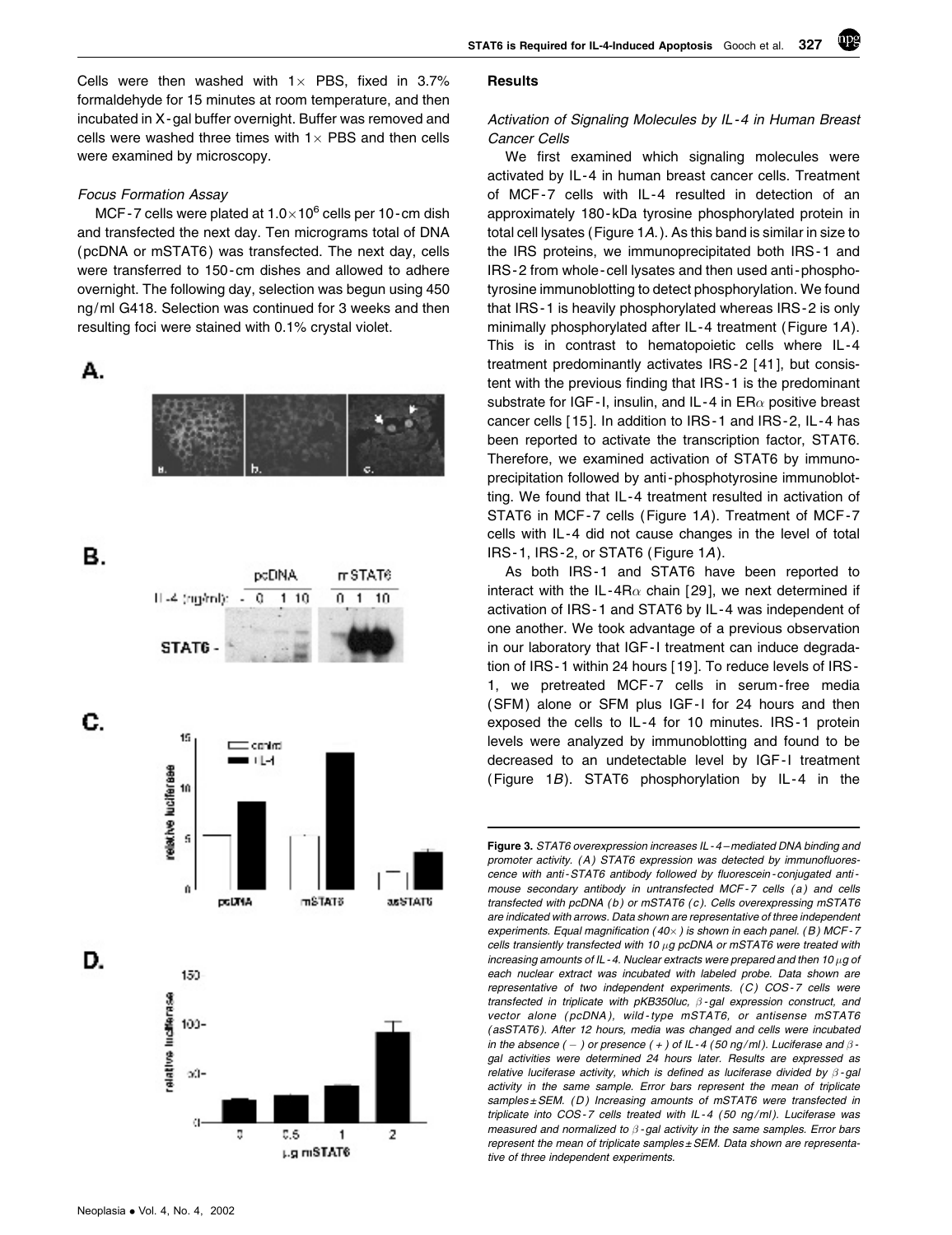Cells were then washed with 1× PBS, fixed in 3.7% formaldehyde for 15 minutes at room temperature, and then incubated in X-gal buffer overnight. Buffer was removed and cells were washed three times with 1× PBS and then cells were examined by microscopy.

*Focus Formation Assay*

MCF-7 cells were plated at $1.0 \times 10^6$ cells per 10-cm dish and transfected the next day. Ten micrograms total of DNA (pcDNA or mSTAT6) was transfected. The next day, cells were transferred to 150-cm dishes and allowed to adhere overnight. The following day, selection was begun using 450 ng/ml G418. Selection was continued for 3 weeks and then resulting foci were stained with 0.1% crystal violet.

## Results

*Activation of Signaling Molecules by IL-4 in Human Breast Cancer Cells*

We first examined which signaling molecules were activated by IL-4 in human breast cancer cells. Treatment of MCF-7 cells with IL-4 resulted in detection of an approximately 180-kDa tyrosine phosphorylated protein in total cell lysates (Figure 1*A*.). As this band is similar in size to the IRS proteins, we immunoprecipitated both IRS-1 and IRS-2 from whole-cell lysates and then used anti-phosphotyrosine immunoblotting to detect phosphorylation. We found that IRS-1 is heavily phosphorylated whereas IRS-2 is only minimally phosphorylated after IL-4 treatment (Figure 1*A*). This is in contrast to hematopoietic cells where IL-4 treatment predominantly activates IRS-2 [41], but consistent with the previous finding that IRS-1 is the predominant substrate for IGF-I, insulin, and IL-4 in ERα positive breast cancer cells [15]. In addition to IRS-1 and IRS-2, IL-4 has been reported to activate the transcription factor, STAT6. Therefore, we examined activation of STAT6 by immunoprecipitation followed by anti-phosphotyrosine immunoblotting. We found that IL-4 treatment resulted in activation of STAT6 in MCF-7 cells (Figure 1*A*). Treatment of MCF-7 cells with IL-4 did not cause changes in the level of total IRS-1, IRS-2, or STAT6 (Figure 1*A*).

As both IRS-1 and STAT6 have been reported to interact with the IL-4Rα chain [29], we next determined if activation of IRS-1 and STAT6 by IL-4 was independent of one another. We took advantage of a previous observation in our laboratory that IGF-I treatment can induce degradation of IRS-1 within 24 hours [19]. To reduce levels of IRS-1, we pretreated MCF-7 cells in serum-free media (SFM) alone or SFM plus IGF-I for 24 hours and then exposed the cells to IL-4 for 10 minutes. IRS-1 protein levels were analyzed by immunoblotting and found to be decreased to an undetectable level by IGF-I treatment (Figure 1*B*). STAT6 phosphorylation by IL-4 in the

**Figure 3.** *STAT6 overexpression increases IL-4–mediated DNA binding and promoter activity. (A) STAT6 expression was detected by immunofluorescence with anti-STAT6 antibody followed by fluorescein-conjugated anti-mouse secondary antibody in untransfected MCF-7 cells (a) and cells transfected with pcDNA (b) or mSTAT6 (c). Cells overexpressing mSTAT6 are indicated with arrows. Data shown are representative of three independent experiments. Equal magnification (40×) is shown in each panel. (B) MCF-7 cells transiently transfected with 10 μg pcDNA or mSTAT6 were treated with increasing amounts of IL-4. Nuclear extracts were prepared and then 10 μg of each nuclear extract was incubated with labeled probe. Data shown are representative of two independent experiments. (C) COS-7 cells were transfected in triplicate with pKB350luc, β-gal expression construct, and vector alone (pcDNA), wild-type mSTAT6, or antisense mSTAT6 (asSTAT6). After 12 hours, media was changed and cells were incubated in the absence (−) or presence (+) of IL-4 (50 ng/ml). Luciferase and β-gal activities were determined 24 hours later. Results are expressed as relative luciferase activity, which is defined as luciferase divided by β-gal activity in the same sample. Error bars represent the mean of triplicate samples±SEM. (D) Increasing amounts of mSTAT6 were transfected in triplicate into COS-7 cells treated with IL-4 (50 ng/ml). Luciferase was measured and normalized to β-gal activity in the same samples. Error bars represent the mean of triplicate samples±SEM. Data shown are representative of three independent experiments.*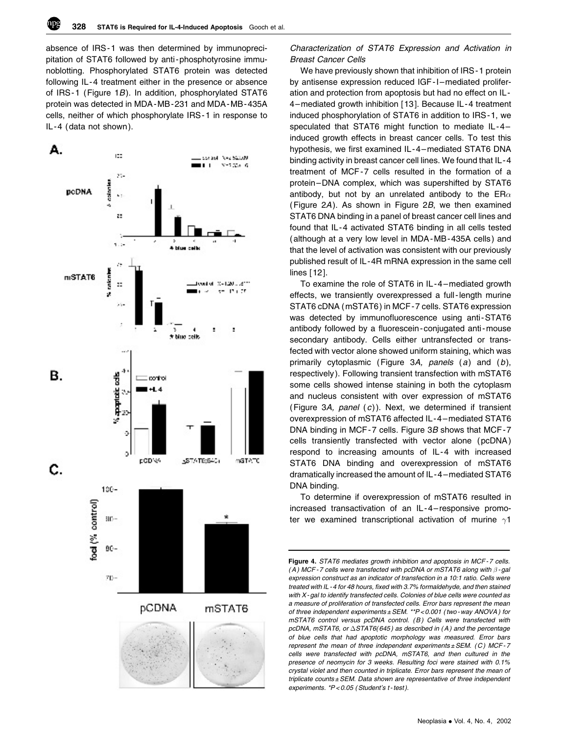absence of IRS-1 was then determined by immunoprecipitation of STAT6 followed by anti-phosphotyrosine immunoblotting. Phosphorylated STAT6 protein was detected following IL-4 treatment either in the presence or absence of IRS-1 (Figure 1*B*). In addition, phosphorylated STAT6 protein was detected in MDA-MB-231 and MDA-MB-435A cells, neither of which phosphorylate IRS-1 in response to IL-4 (data not shown).

*Characterization of STAT6 Expression and Activation in Breast Cancer Cells*

We have previously shown that inhibition of IRS-1 protein by antisense expression reduced IGF-I–mediated proliferation and protection from apoptosis but had no effect on IL-4–mediated growth inhibition [13]. Because IL-4 treatment induced phosphorylation of STAT6 in addition to IRS-1, we speculated that STAT6 might function to mediate IL-4–induced growth effects in breast cancer cells. To test this hypothesis, we first examined IL-4–mediated STAT6 DNA binding activity in breast cancer cell lines. We found that IL-4 treatment of MCF-7 cells resulted in the formation of a protein–DNA complex, which was supershifted by STAT6 antibody, but not by an unrelated antibody to the $ER\alpha$ (Figure 2*A*). As shown in Figure 2*B*, we then examined STAT6 DNA binding in a panel of breast cancer cell lines and found that IL-4 activated STAT6 binding in all cells tested (although at a very low level in MDA-MB-435A cells) and that the level of activation was consistent with our previously published result of IL-4R mRNA expression in the same cell lines [12].

To examine the role of STAT6 in IL-4–mediated growth effects, we transiently overexpressed a full-length murine STAT6 cDNA (mSTAT6) in MCF-7 cells. STAT6 expression was detected by immunofluorescence using anti-STAT6 antibody followed by a fluorescein-conjugated anti-mouse secondary antibody. Cells either untransfected or transfected with vector alone showed uniform staining, which was primarily cytoplasmic (Figure 3*A*, *panels* (*a*) and (*b*), respectively). Following transient transfection with mSTAT6 some cells showed intense staining in both the cytoplasm and nucleus consistent with over expression of mSTAT6 (Figure 3*A*, *panel* (*c*)). Next, we determined if transient overexpression of mSTAT6 affected IL-4–mediated STAT6 DNA binding in MCF-7 cells. Figure 3*B* shows that MCF-7 cells transiently transfected with vector alone (pcDNA) respond to increasing amounts of IL-4 with increased STAT6 DNA binding and overexpression of mSTAT6 dramatically increased the amount of IL-4–mediated STAT6 DNA binding.

To determine if overexpression of mSTAT6 resulted in increased transactivation of an IL-4–responsive promoter we examined transcriptional activation of murine $\gamma 1$

**Figure 4.** *STAT6 mediates growth inhibition and apoptosis in MCF-7 cells. (A) MCF-7 cells were transfected with pcDNA or mSTAT6 along with $\beta$-gal expression construct as an indicator of transfection in a 10:1 ratio. Cells were treated with IL-4 for 48 hours, fixed with 3.7% formaldehyde, and then stained with X-gal to identify transfected cells. Colonies of blue cells were counted as a measure of proliferation of transfected cells. Error bars represent the mean of three independent experiments ± SEM. \*\*$P < 0.001$ (two-way ANOVA) for mSTAT6 control versus pcDNA control. (B) Cells were transfected with pcDNA, mSTAT6, or $\Delta$STAT6(645) as described in (A) and the percentage of blue cells that had apoptotic morphology was measured. Error bars represent the mean of three independent experiments ± SEM. (C) MCF-7 cells were transfected with pcDNA, mSTAT6, and then cultured in the presence of neomycin for 3 weeks. Resulting foci were stained with 0.1% crystal violet and then counted in triplicate. Error bars represent the mean of triplicate counts ± SEM. Data shown are representative of three independent experiments. \*$P < 0.05$ (Student's t-test).*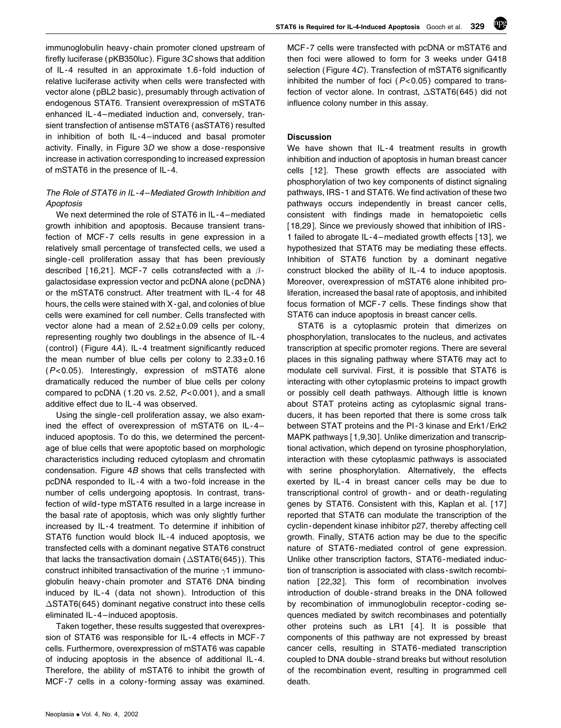immunoglobulin heavy-chain promoter cloned upstream of firefly luciferase (pKB350luc). Figure 3*C* shows that addition of IL-4 resulted in an approximate 1.6-fold induction of relative luciferase activity when cells were transfected with vector alone (pBL2 basic), presumably through activation of endogenous STAT6. Transient overexpression of mSTAT6 enhanced IL-4–mediated induction and, conversely, transient transfection of antisense mSTAT6 (asSTAT6) resulted in inhibition of both IL-4–induced and basal promoter activity. Finally, in Figure 3*D* we show a dose-responsive increase in activation corresponding to increased expression of mSTAT6 in the presence of IL-4.

### *The Role of STAT6 in IL-4–Mediated Growth Inhibition and Apoptosis*

We next determined the role of STAT6 in IL-4–mediated growth inhibition and apoptosis. Because transient transfection of MCF-7 cells results in gene expression in a relatively small percentage of transfected cells, we used a single-cell proliferation assay that has been previously described [16,21]. MCF-7 cells cotransfected with a $\beta$-galactosidase expression vector and pcDNA alone (pcDNA) or the mSTAT6 construct. After treatment with IL-4 for 48 hours, the cells were stained with X-gal, and colonies of blue cells were examined for cell number. Cells transfected with vector alone had a mean of $2.52 \pm 0.09$ cells per colony, representing roughly two doublings in the absence of IL-4 (control) (Figure 4*A*). IL-4 treatment significantly reduced the mean number of blue cells per colony to $2.33 \pm 0.16$ ($P<0.05$). Interestingly, expression of mSTAT6 alone dramatically reduced the number of blue cells per colony compared to pcDNA (1.20 vs. 2.52, $P<0.001$), and a small additive effect due to IL-4 was observed.

Using the single-cell proliferation assay, we also examined the effect of overexpression of mSTAT6 on IL-4–induced apoptosis. To do this, we determined the percentage of blue cells that were apoptotic based on morphologic characteristics including reduced cytoplasm and chromatin condensation. Figure 4*B* shows that cells transfected with pcDNA responded to IL-4 with a two-fold increase in the number of cells undergoing apoptosis. In contrast, transfection of wild-type mSTAT6 resulted in a large increase in the basal rate of apoptosis, which was only slightly further increased by IL-4 treatment. To determine if inhibition of STAT6 function would block IL-4 induced apoptosis, we transfected cells with a dominant negative STAT6 construct that lacks the transactivation domain ($\Delta$STAT6(645)). This construct inhibited transactivation of the murine $\gamma$1 immunoglobulin heavy-chain promoter and STAT6 DNA binding induced by IL-4 (data not shown). Introduction of this $\Delta$STAT6(645) dominant negative construct into these cells eliminated IL-4–induced apoptosis.

Taken together, these results suggested that overexpression of STAT6 was responsible for IL-4 effects in MCF-7 cells. Furthermore, overexpression of mSTAT6 was capable of inducing apoptosis in the absence of additional IL-4. Therefore, the ability of mSTAT6 to inhibit the growth of MCF-7 cells in a colony-forming assay was examined. MCF-7 cells were transfected with pcDNA or mSTAT6 and then foci were allowed to form for 3 weeks under G418 selection (Figure 4*C*). Transfection of mSTAT6 significantly inhibited the number of foci ($P<0.05$) compared to transfection of vector alone. In contrast, $\Delta$STAT6(645) did not influence colony number in this assay.

## Discussion

We have shown that IL-4 treatment results in growth inhibition and induction of apoptosis in human breast cancer cells [12]. These growth effects are associated with phosphorylation of two key components of distinct signaling pathways, IRS-1 and STAT6. We find activation of these two pathways occurs independently in breast cancer cells, consistent with findings made in hematopoietic cells [18,29]. Since we previously showed that inhibition of IRS-1 failed to abrogate IL-4–mediated growth effects [13], we hypothesized that STAT6 may be mediating these effects. Inhibition of STAT6 function by a dominant negative construct blocked the ability of IL-4 to induce apoptosis. Moreover, overexpression of mSTAT6 alone inhibited proliferation, increased the basal rate of apoptosis, and inhibited focus formation of MCF-7 cells. These findings show that STAT6 can induce apoptosis in breast cancer cells.

STAT6 is a cytoplasmic protein that dimerizes on phosphorylation, translocates to the nucleus, and activates transcription at specific promoter regions. There are several places in this signaling pathway where STAT6 may act to modulate cell survival. First, it is possible that STAT6 is interacting with other cytoplasmic proteins to impact growth or possibly cell death pathways. Although little is known about STAT proteins acting as cytoplasmic signal transducers, it has been reported that there is some cross talk between STAT proteins and the PI-3 kinase and Erk1/Erk2 MAPK pathways [1,9,30]. Unlike dimerization and transcriptional activation, which depend on tyrosine phosphorylation, interaction with these cytoplasmic pathways is associated with serine phosphorylation. Alternatively, the effects exerted by IL-4 in breast cancer cells may be due to transcriptional control of growth- and or death-regulating genes by STAT6. Consistent with this, Kaplan et al. [17] reported that STAT6 can modulate the transcription of the cyclin-dependent kinase inhibitor p27, thereby affecting cell growth. Finally, STAT6 action may be due to the specific nature of STAT6-mediated control of gene expression. Unlike other transcription factors, STAT6-mediated induction of transcription is associated with class-switch recombination [22,32]. This form of recombination involves introduction of double-strand breaks in the DNA followed by recombination of immunoglobulin receptor-coding sequences mediated by switch recombinases and potentially other proteins such as LR1 [4]. It is possible that components of this pathway are not expressed by breast cancer cells, resulting in STAT6-mediated transcription coupled to DNA double-strand breaks but without resolution of the recombination event, resulting in programmed cell death.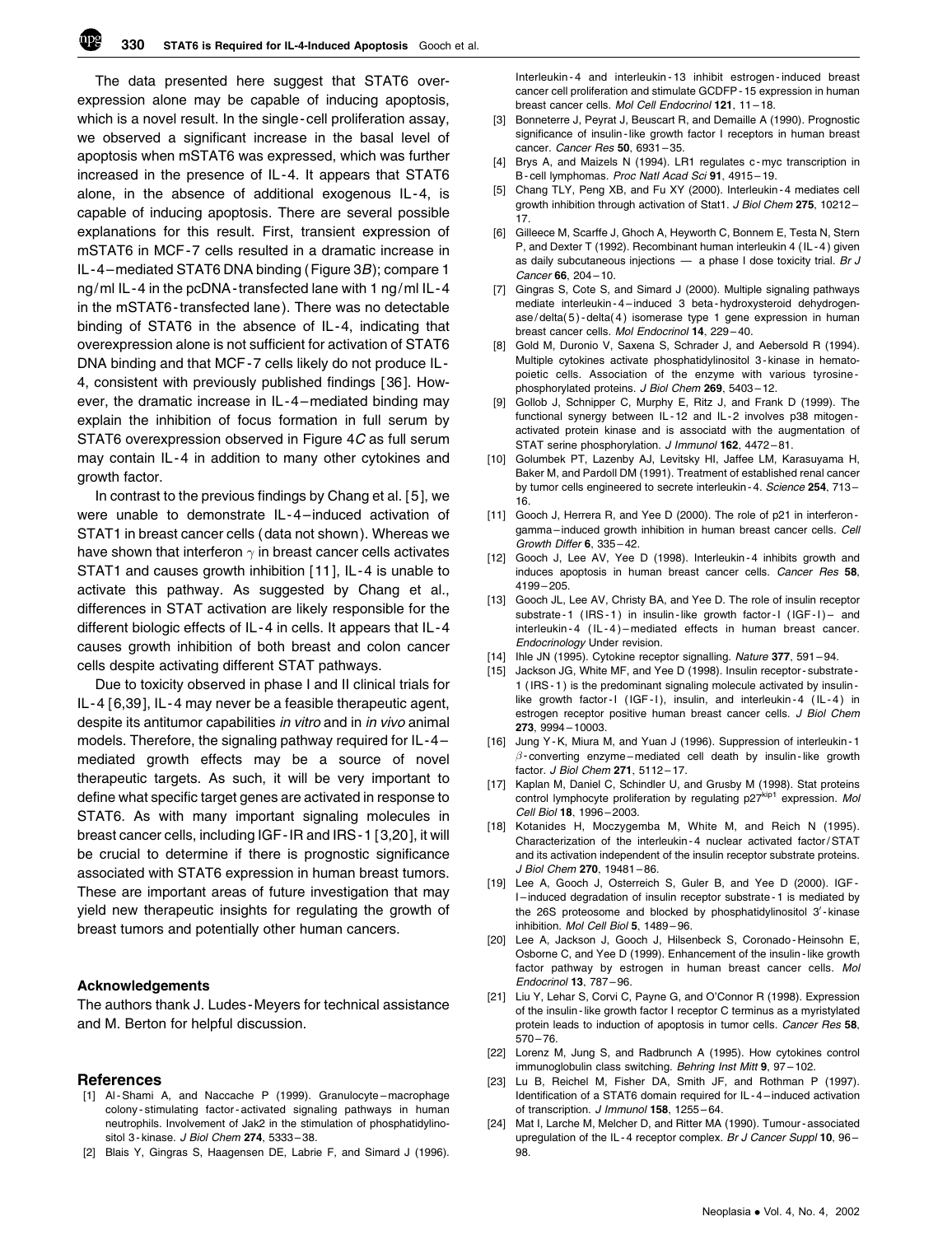The data presented here suggest that STAT6 overexpression alone may be capable of inducing apoptosis, which is a novel result. In the single-cell proliferation assay, we observed a significant increase in the basal level of apoptosis when mSTAT6 was expressed, which was further increased in the presence of IL-4. It appears that STAT6 alone, in the absence of additional exogenous IL-4, is capable of inducing apoptosis. There are several possible explanations for this result. First, transient expression of mSTAT6 in MCF-7 cells resulted in a dramatic increase in IL-4–mediated STAT6 DNA binding (Figure 3*B*); compare 1 ng/ml IL-4 in the pcDNA-transfected lane with 1 ng/ml IL-4 in the mSTAT6-transfected lane). There was no detectable binding of STAT6 in the absence of IL-4, indicating that overexpression alone is not sufficient for activation of STAT6 DNA binding and that MCF-7 cells likely do not produce IL-4, consistent with previously published findings [36]. However, the dramatic increase in IL-4–mediated binding may explain the inhibition of focus formation in full serum by STAT6 overexpression observed in Figure 4*C* as full serum may contain IL-4 in addition to many other cytokines and growth factor.

In contrast to the previous findings by Chang et al. [5], we were unable to demonstrate IL-4–induced activation of STAT1 in breast cancer cells (data not shown). Whereas we have shown that interferon $\gamma$ in breast cancer cells activates STAT1 and causes growth inhibition [11], IL-4 is unable to activate this pathway. As suggested by Chang et al., differences in STAT activation are likely responsible for the different biologic effects of IL-4 in cells. It appears that IL-4 causes growth inhibition of both breast and colon cancer cells despite activating different STAT pathways.

Due to toxicity observed in phase I and II clinical trials for IL-4 [6,39], IL-4 may never be a feasible therapeutic agent, despite its antitumor capabilities *in vitro* and in *in vivo* animal models. Therefore, the signaling pathway required for IL-4–mediated growth effects may be a source of novel therapeutic targets. As such, it will be very important to define what specific target genes are activated in response to STAT6. As with many important signaling molecules in breast cancer cells, including IGF-IR and IRS-1 [3,20], it will be crucial to determine if there is prognostic significance associated with STAT6 expression in human breast tumors. These are important areas of future investigation that may yield new therapeutic insights for regulating the growth of breast tumors and potentially other human cancers.

### Acknowledgements

The authors thank J. Ludes-Meyers for technical assistance and M. Berton for helpful discussion.

## References

[1] Al-Shami A, and Naccache P (1999). Granulocyte–macrophage colony-stimulating factor-activated signaling pathways in human neutrophils. Involvement of Jak2 in the stimulation of phosphatidylinositol 3-kinase. *J Biol Chem* **274**, 5333–38.

[2] Blais Y, Gingras S, Haagensen DE, Labrie F, and Simard J (1996). Interleukin-4 and interleukin-13 inhibit estrogen-induced breast cancer cell proliferation and stimulate GCDFP-15 expression in human breast cancer cells. *Mol Cell Endocrinol* **121**, 11–18.

[3] Bonneterre J, Peyrat J, Beuscart R, and Demaille A (1990). Prognostic significance of insulin-like growth factor I receptors in human breast cancer. *Cancer Res* **50**, 6931–35.

[4] Brys A, and Maizels N (1994). LR1 regulates c-myc transcription in B-cell lymphomas. *Proc Natl Acad Sci* **91**, 4915–19.

[5] Chang TLY, Peng XB, and Fu XY (2000). Interleukin-4 mediates cell growth inhibition through activation of Stat1. *J Biol Chem* **275**, 10212–17.

[6] Gilleece M, Scarffe J, Ghoch A, Heyworth C, Bonnem E, Testa N, Stern P, and Dexter T (1992). Recombinant human interleukin 4 (IL-4) given as daily subcutaneous injections — a phase I dose toxicity trial. *Br J Cancer* **66**, 204–10.

[7] Gingras S, Cote S, and Simard J (2000). Multiple signaling pathways mediate interleukin-4–induced 3 beta-hydroxysteroid dehydrogenase/delta(5)-delta(4) isomerase type 1 gene expression in human breast cancer cells. *Mol Endocrinol* **14**, 229–40.

[8] Gold M, Duronio V, Saxena S, Schrader J, and Aebersold R (1994). Multiple cytokines activate phosphatidylinositol 3-kinase in hematopoietic cells. Association of the enzyme with various tyrosine-phosphorylated proteins. *J Biol Chem* **269**, 5403–12.

[9] Gollob J, Schnipper C, Murphy E, Ritz J, and Frank D (1999). The functional synergy between IL-12 and IL-2 involves p38 mitogen-activated protein kinase and is associatd with the augmentation of STAT serine phosphorylation. *J Immunol* **162**, 4472–81.

[10] Golumbek PT, Lazenby AJ, Levitsky HI, Jaffee LM, Karasuyama H, Baker M, and Pardoll DM (1991). Treatment of established renal cancer by tumor cells engineered to secrete interleukin-4. *Science* **254**, 713–16.

[11] Gooch J, Herrera R, and Yee D (2000). The role of p21 in interferon-gamma–induced growth inhibition in human breast cancer cells. *Cell Growth Differ* **6**, 335–42.

[12] Gooch J, Lee AV, Yee D (1998). Interleukin-4 inhibits growth and induces apoptosis in human breast cancer cells. *Cancer Res* **58**, 4199–205.

[13] Gooch JL, Lee AV, Christy BA, and Yee D. The role of insulin receptor substrate-1 (IRS-1) in insulin-like growth factor-I (IGF-I)– and interleukin-4 (IL-4)–mediated effects in human breast cancer. *Endocrinology* Under revision.

[14] Ihle JN (1995). Cytokine receptor signalling. *Nature* **377**, 591–94.

[15] Jackson JG, White MF, and Yee D (1998). Insulin receptor-substrate-1 (IRS-1) is the predominant signaling molecule activated by insulin-like growth factor-I (IGF-I), insulin, and interleukin-4 (IL-4) in estrogen receptor positive human breast cancer cells. *J Biol Chem* **273**, 9994–10003.

[16] Jung Y-K, Miura M, and Yuan J (1996). Suppression of interleukin-1 $\beta$-converting enzyme–mediated cell death by insulin-like growth factor. *J Biol Chem* **271**, 5112–17.

[17] Kaplan M, Daniel C, Schindler U, and Grusby M (1998). Stat proteins control lymphocyte proliferation by regulating p27$^{kip1}$ expression. *Mol Cell Biol* **18**, 1996–2003.

[18] Kotanides H, Moczygemba M, White M, and Reich N (1995). Characterization of the interleukin-4 nuclear activated factor/STAT and its activation independent of the insulin receptor substrate proteins. *J Biol Chem* **270**, 19481–86.

[19] Lee A, Gooch J, Osterreich S, Guler B, and Yee D (2000). IGF-I–induced degradation of insulin receptor substrate-1 is mediated by the 26S proteosome and blocked by phosphatidylinositol 3′-kinase inhibition. *Mol Cell Biol* **5**, 1489–96.

[20] Lee A, Jackson J, Gooch J, Hilsenbeck S, Coronado-Heinsohn E, Osborne C, and Yee D (1999). Enhancement of the insulin-like growth factor pathway by estrogen in human breast cancer cells. *Mol Endocrinol* **13**, 787–96.

[21] Liu Y, Lehar S, Corvi C, Payne G, and O'Connor R (1998). Expression of the insulin-like growth factor I receptor C terminus as a myristylated protein leads to induction of apoptosis in tumor cells. *Cancer Res* **58**, 570–76.

[22] Lorenz M, Jung S, and Radbrunch A (1995). How cytokines control immunoglobulin class switching. *Behring Inst Mitt* **9**, 97–102.

[23] Lu B, Reichel M, Fisher DA, Smith JF, and Rothman P (1997). Identification of a STAT6 domain required for IL-4–induced activation of transcription. *J Immunol* **158**, 1255–64.

[24] Mat I, Larche M, Melcher D, and Ritter MA (1990). Tumour-associated upregulation of the IL-4 receptor complex. *Br J Cancer Suppl* **10**, 96–98.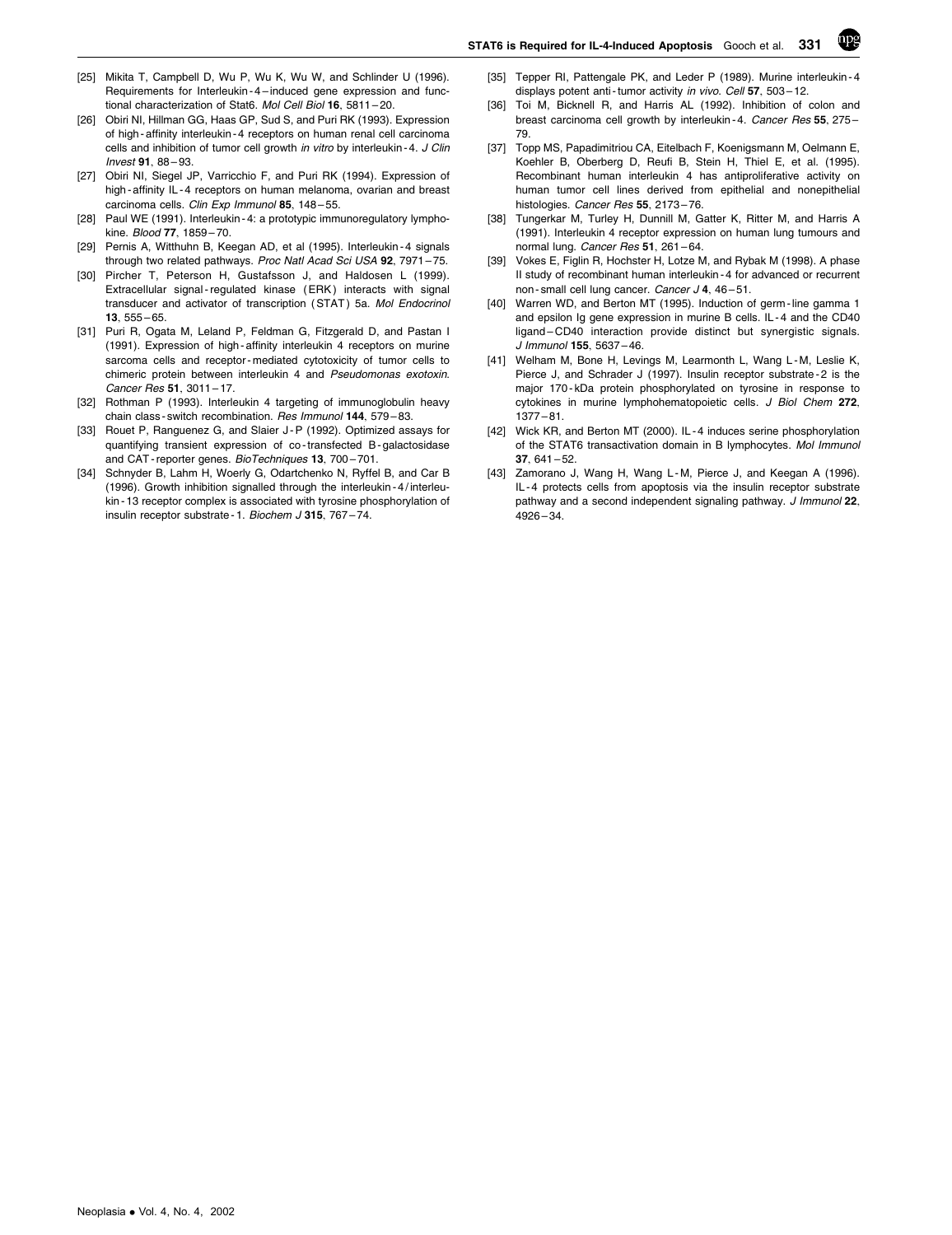[25] Mikita T, Campbell D, Wu P, Wu K, Wu W, and Schlinder U (1996). Requirements for Interleukin-4–induced gene expression and functional characterization of Stat6. *Mol Cell Biol* **16**, 5811–20.

[26] Obiri NI, Hillman GG, Haas GP, Sud S, and Puri RK (1993). Expression of high-affinity interleukin-4 receptors on human renal cell carcinoma cells and inhibition of tumor cell growth *in vitro* by interleukin-4. *J Clin Invest* **91**, 88–93.

[27] Obiri NI, Siegel JP, Varricchio F, and Puri RK (1994). Expression of high-affinity IL-4 receptors on human melanoma, ovarian and breast carcinoma cells. *Clin Exp Immunol* **85**, 148–55.

[28] Paul WE (1991). Interleukin-4: a prototypic immunoregulatory lymphokine. *Blood* **77**, 1859–70.

[29] Pernis A, Witthuhn B, Keegan AD, et al (1995). Interleukin-4 signals through two related pathways. *Proc Natl Acad Sci USA* **92**, 7971–75.

[30] Pircher T, Peterson H, Gustafsson J, and Haldosen L (1999). Extracellular signal-regulated kinase (ERK) interacts with signal transducer and activator of transcription (STAT) 5a. *Mol Endocrinol* **13**, 555–65.

[31] Puri R, Ogata M, Leland P, Feldman G, Fitzgerald D, and Pastan I (1991). Expression of high-affinity interleukin 4 receptors on murine sarcoma cells and receptor-mediated cytotoxicity of tumor cells to chimeric protein between interleukin 4 and *Pseudomonas exotoxin*. *Cancer Res* **51**, 3011–17.

[32] Rothman P (1993). Interleukin 4 targeting of immunoglobulin heavy chain class-switch recombination. *Res Immunol* **144**, 579–83.

[33] Rouet P, Ranguenez G, and Slaier J-P (1992). Optimized assays for quantifying transient expression of co-transfected B-galactosidase and CAT-reporter genes. *BioTechniques* **13**, 700–701.

[34] Schnyder B, Lahm H, Woerly G, Odartchenko N, Ryffel B, and Car B (1996). Growth inhibition signalled through the interleukin-4/interleukin-13 receptor complex is associated with tyrosine phosphorylation of insulin receptor substrate-1. *Biochem J* **315**, 767–74.

[35] Tepper RI, Pattengale PK, and Leder P (1989). Murine interleukin-4 displays potent anti-tumor activity *in vivo*. *Cell* **57**, 503–12.

[36] Toi M, Bicknell R, and Harris AL (1992). Inhibition of colon and breast carcinoma cell growth by interleukin-4. *Cancer Res* **55**, 275–79.

[37] Topp MS, Papadimitriou CA, Eitelbach F, Koenigsmann M, Oelmann E, Koehler B, Oberberg D, Reufi B, Stein H, Thiel E, et al. (1995). Recombinant human interleukin 4 has antiproliferative activity on human tumor cell lines derived from epithelial and nonepithelial histologies. *Cancer Res* **55**, 2173–76.

[38] Tungerkar M, Turley H, Dunnill M, Gatter K, Ritter M, and Harris A (1991). Interleukin 4 receptor expression on human lung tumours and normal lung. *Cancer Res* **51**, 261–64.

[39] Vokes E, Figlin R, Hochster H, Lotze M, and Rybak M (1998). A phase II study of recombinant human interleukin-4 for advanced or recurrent non-small cell lung cancer. *Cancer J* **4**, 46–51.

[40] Warren WD, and Berton MT (1995). Induction of germ-line gamma 1 and epsilon Ig gene expression in murine B cells. IL-4 and the CD40 ligand–CD40 interaction provide distinct but synergistic signals. *J Immunol* **155**, 5637–46.

[41] Welham M, Bone H, Levings M, Learmonth L, Wang L-M, Leslie K, Pierce J, and Schrader J (1997). Insulin receptor substrate-2 is the major 170-kDa protein phosphorylated on tyrosine in response to cytokines in murine lymphohematopoietic cells. *J Biol Chem* **272**, 1377–81.

[42] Wick KR, and Berton MT (2000). IL-4 induces serine phosphorylation of the STAT6 transactivation domain in B lymphocytes. *Mol Immunol* **37**, 641–52.

[43] Zamorano J, Wang H, Wang L-M, Pierce J, and Keegan A (1996). IL-4 protects cells from apoptosis via the insulin receptor substrate pathway and a second independent signaling pathway. *J Immunol* **22**, 4926–34.